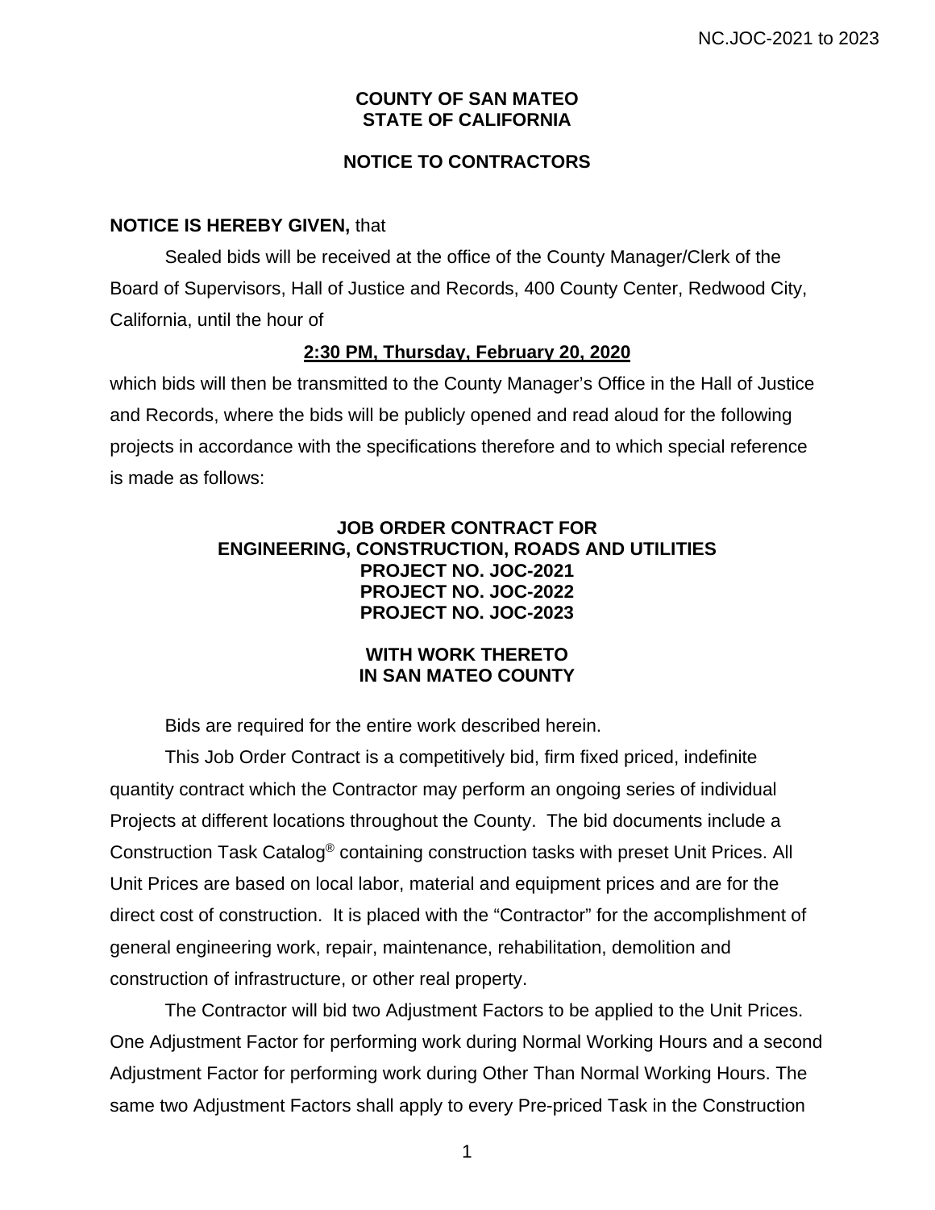# COUNTY OF SAN MATEO
# STATE OF CALIFORNIA

## NOTICE TO CONTRACTORS

**NOTICE IS HEREBY GIVEN,** that

Sealed bids will be received at the office of the County Manager/Clerk of the Board of Supervisors, Hall of Justice and Records, 400 County Center, Redwood City, California, until the hour of

**2:30 PM, Thursday, February 20, 2020**

which bids will then be transmitted to the County Manager's Office in the Hall of Justice and Records, where the bids will be publicly opened and read aloud for the following projects in accordance with the specifications therefore and to which special reference is made as follows:

**JOB ORDER CONTRACT FOR**
**ENGINEERING, CONSTRUCTION, ROADS AND UTILITIES**
**PROJECT NO. JOC-2021**
**PROJECT NO. JOC-2022**
**PROJECT NO. JOC-2023**

**WITH WORK THERETO**
**IN SAN MATEO COUNTY**

Bids are required for the entire work described herein.

This Job Order Contract is a competitively bid, firm fixed priced, indefinite quantity contract which the Contractor may perform an ongoing series of individual Projects at different locations throughout the County. The bid documents include a Construction Task Catalog® containing construction tasks with preset Unit Prices. All Unit Prices are based on local labor, material and equipment prices and are for the direct cost of construction. It is placed with the "Contractor" for the accomplishment of general engineering work, repair, maintenance, rehabilitation, demolition and construction of infrastructure, or other real property.

The Contractor will bid two Adjustment Factors to be applied to the Unit Prices. One Adjustment Factor for performing work during Normal Working Hours and a second Adjustment Factor for performing work during Other Than Normal Working Hours. The same two Adjustment Factors shall apply to every Pre-priced Task in the Construction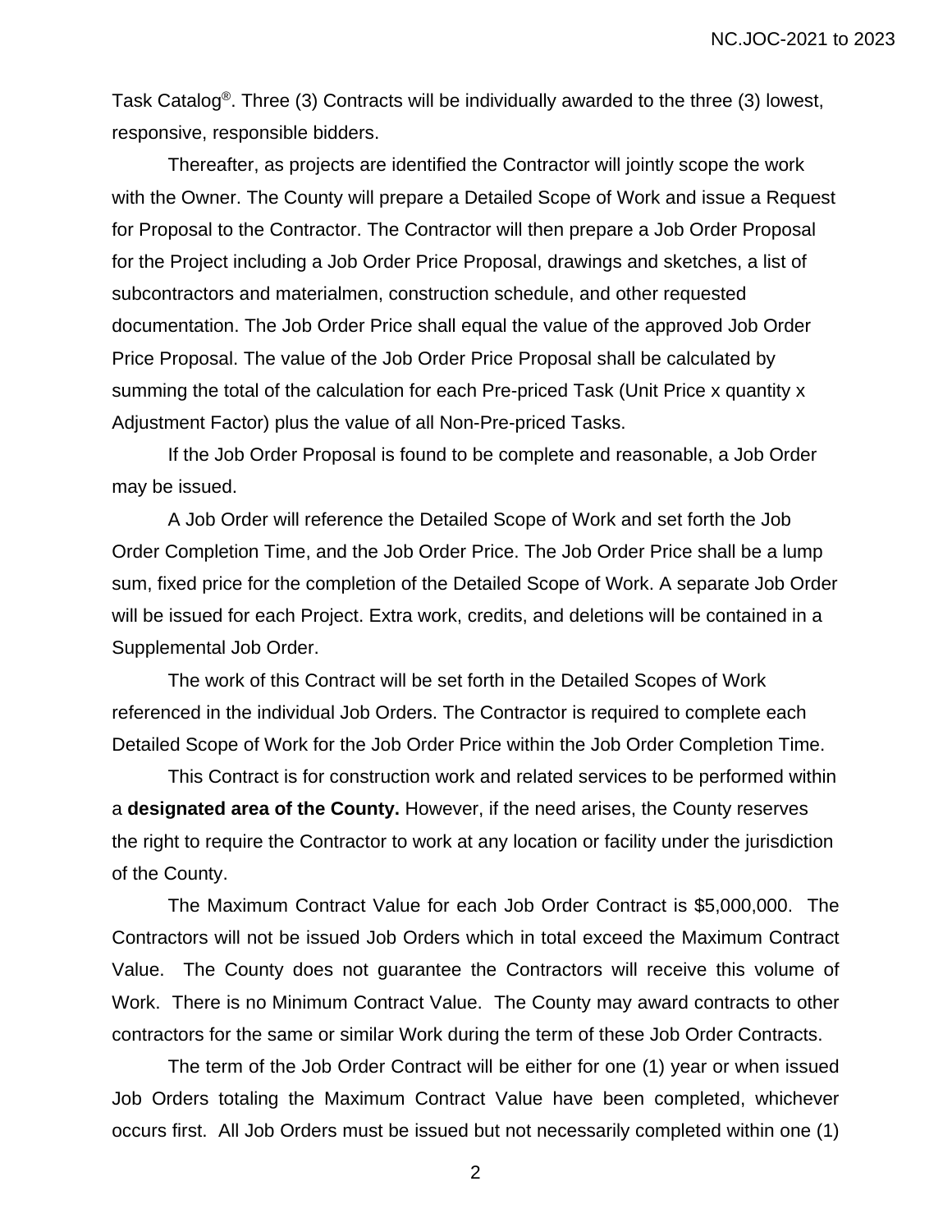Task Catalog®. Three (3) Contracts will be individually awarded to the three (3) lowest, responsive, responsible bidders.

Thereafter, as projects are identified the Contractor will jointly scope the work with the Owner. The County will prepare a Detailed Scope of Work and issue a Request for Proposal to the Contractor. The Contractor will then prepare a Job Order Proposal for the Project including a Job Order Price Proposal, drawings and sketches, a list of subcontractors and materialmen, construction schedule, and other requested documentation. The Job Order Price shall equal the value of the approved Job Order Price Proposal. The value of the Job Order Price Proposal shall be calculated by summing the total of the calculation for each Pre-priced Task (Unit Price x quantity x Adjustment Factor) plus the value of all Non-Pre-priced Tasks.

If the Job Order Proposal is found to be complete and reasonable, a Job Order may be issued.

A Job Order will reference the Detailed Scope of Work and set forth the Job Order Completion Time, and the Job Order Price. The Job Order Price shall be a lump sum, fixed price for the completion of the Detailed Scope of Work. A separate Job Order will be issued for each Project. Extra work, credits, and deletions will be contained in a Supplemental Job Order.

The work of this Contract will be set forth in the Detailed Scopes of Work referenced in the individual Job Orders. The Contractor is required to complete each Detailed Scope of Work for the Job Order Price within the Job Order Completion Time.

This Contract is for construction work and related services to be performed within a **designated area of the County.** However, if the need arises, the County reserves the right to require the Contractor to work at any location or facility under the jurisdiction of the County.

The Maximum Contract Value for each Job Order Contract is $5,000,000. The Contractors will not be issued Job Orders which in total exceed the Maximum Contract Value. The County does not guarantee the Contractors will receive this volume of Work. There is no Minimum Contract Value. The County may award contracts to other contractors for the same or similar Work during the term of these Job Order Contracts.

The term of the Job Order Contract will be either for one (1) year or when issued Job Orders totaling the Maximum Contract Value have been completed, whichever occurs first. All Job Orders must be issued but not necessarily completed within one (1)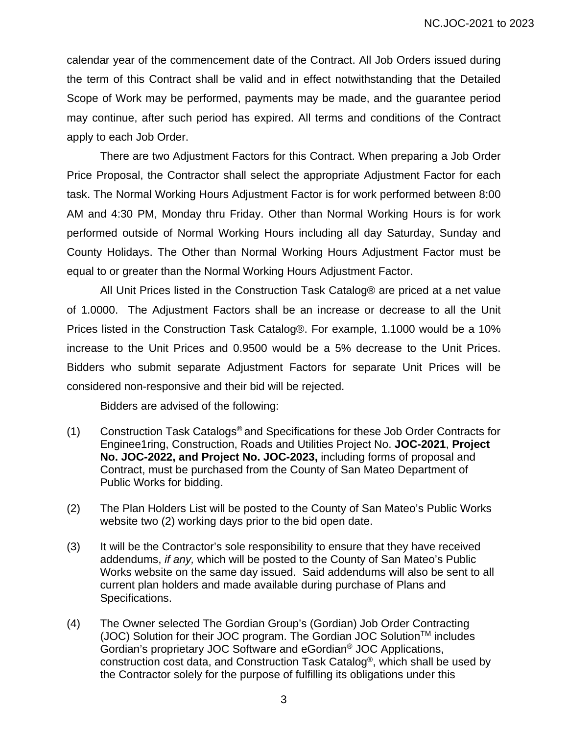calendar year of the commencement date of the Contract. All Job Orders issued during the term of this Contract shall be valid and in effect notwithstanding that the Detailed Scope of Work may be performed, payments may be made, and the guarantee period may continue, after such period has expired. All terms and conditions of the Contract apply to each Job Order.

There are two Adjustment Factors for this Contract. When preparing a Job Order Price Proposal, the Contractor shall select the appropriate Adjustment Factor for each task. The Normal Working Hours Adjustment Factor is for work performed between 8:00 AM and 4:30 PM, Monday thru Friday. Other than Normal Working Hours is for work performed outside of Normal Working Hours including all day Saturday, Sunday and County Holidays. The Other than Normal Working Hours Adjustment Factor must be equal to or greater than the Normal Working Hours Adjustment Factor.

All Unit Prices listed in the Construction Task Catalog® are priced at a net value of 1.0000. The Adjustment Factors shall be an increase or decrease to all the Unit Prices listed in the Construction Task Catalog®. For example, 1.1000 would be a 10% increase to the Unit Prices and 0.9500 would be a 5% decrease to the Unit Prices. Bidders who submit separate Adjustment Factors for separate Unit Prices will be considered non-responsive and their bid will be rejected.

Bidders are advised of the following:

(1) Construction Task Catalogs® and Specifications for these Job Order Contracts for Enginee1ring, Construction, Roads and Utilities Project No. **JOC-2021**, **Project No. JOC-2022, and Project No. JOC-2023,** including forms of proposal and Contract, must be purchased from the County of San Mateo Department of Public Works for bidding.

(2) The Plan Holders List will be posted to the County of San Mateo's Public Works website two (2) working days prior to the bid open date.

(3) It will be the Contractor's sole responsibility to ensure that they have received addendums, *if any,* which will be posted to the County of San Mateo's Public Works website on the same day issued. Said addendums will also be sent to all current plan holders and made available during purchase of Plans and Specifications.

(4) The Owner selected The Gordian Group's (Gordian) Job Order Contracting (JOC) Solution for their JOC program. The Gordian JOC Solution™ includes Gordian's proprietary JOC Software and eGordian® JOC Applications, construction cost data, and Construction Task Catalog®, which shall be used by the Contractor solely for the purpose of fulfilling its obligations under this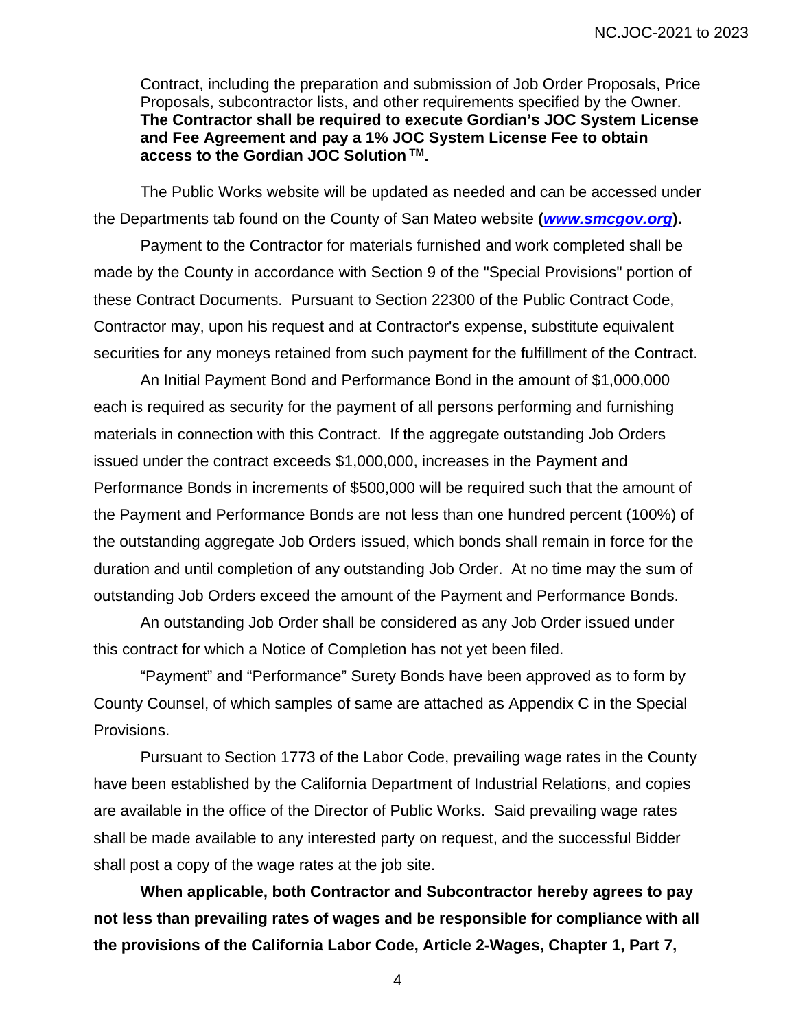Contract, including the preparation and submission of Job Order Proposals, Price Proposals, subcontractor lists, and other requirements specified by the Owner. **The Contractor shall be required to execute Gordian's JOC System License and Fee Agreement and pay a 1% JOC System License Fee to obtain access to the Gordian JOC Solution ™.**

The Public Works website will be updated as needed and can be accessed under the Departments tab found on the County of San Mateo website **(*www.smcgov.org*).**

Payment to the Contractor for materials furnished and work completed shall be made by the County in accordance with Section 9 of the "Special Provisions" portion of these Contract Documents. Pursuant to Section 22300 of the Public Contract Code, Contractor may, upon his request and at Contractor's expense, substitute equivalent securities for any moneys retained from such payment for the fulfillment of the Contract.

An Initial Payment Bond and Performance Bond in the amount of $1,000,000 each is required as security for the payment of all persons performing and furnishing materials in connection with this Contract. If the aggregate outstanding Job Orders issued under the contract exceeds $1,000,000, increases in the Payment and Performance Bonds in increments of $500,000 will be required such that the amount of the Payment and Performance Bonds are not less than one hundred percent (100%) of the outstanding aggregate Job Orders issued, which bonds shall remain in force for the duration and until completion of any outstanding Job Order. At no time may the sum of outstanding Job Orders exceed the amount of the Payment and Performance Bonds.

An outstanding Job Order shall be considered as any Job Order issued under this contract for which a Notice of Completion has not yet been filed.

"Payment" and "Performance" Surety Bonds have been approved as to form by County Counsel, of which samples of same are attached as Appendix C in the Special Provisions.

Pursuant to Section 1773 of the Labor Code, prevailing wage rates in the County have been established by the California Department of Industrial Relations, and copies are available in the office of the Director of Public Works. Said prevailing wage rates shall be made available to any interested party on request, and the successful Bidder shall post a copy of the wage rates at the job site.

**When applicable, both Contractor and Subcontractor hereby agrees to pay not less than prevailing rates of wages and be responsible for compliance with all the provisions of the California Labor Code, Article 2-Wages, Chapter 1, Part 7,**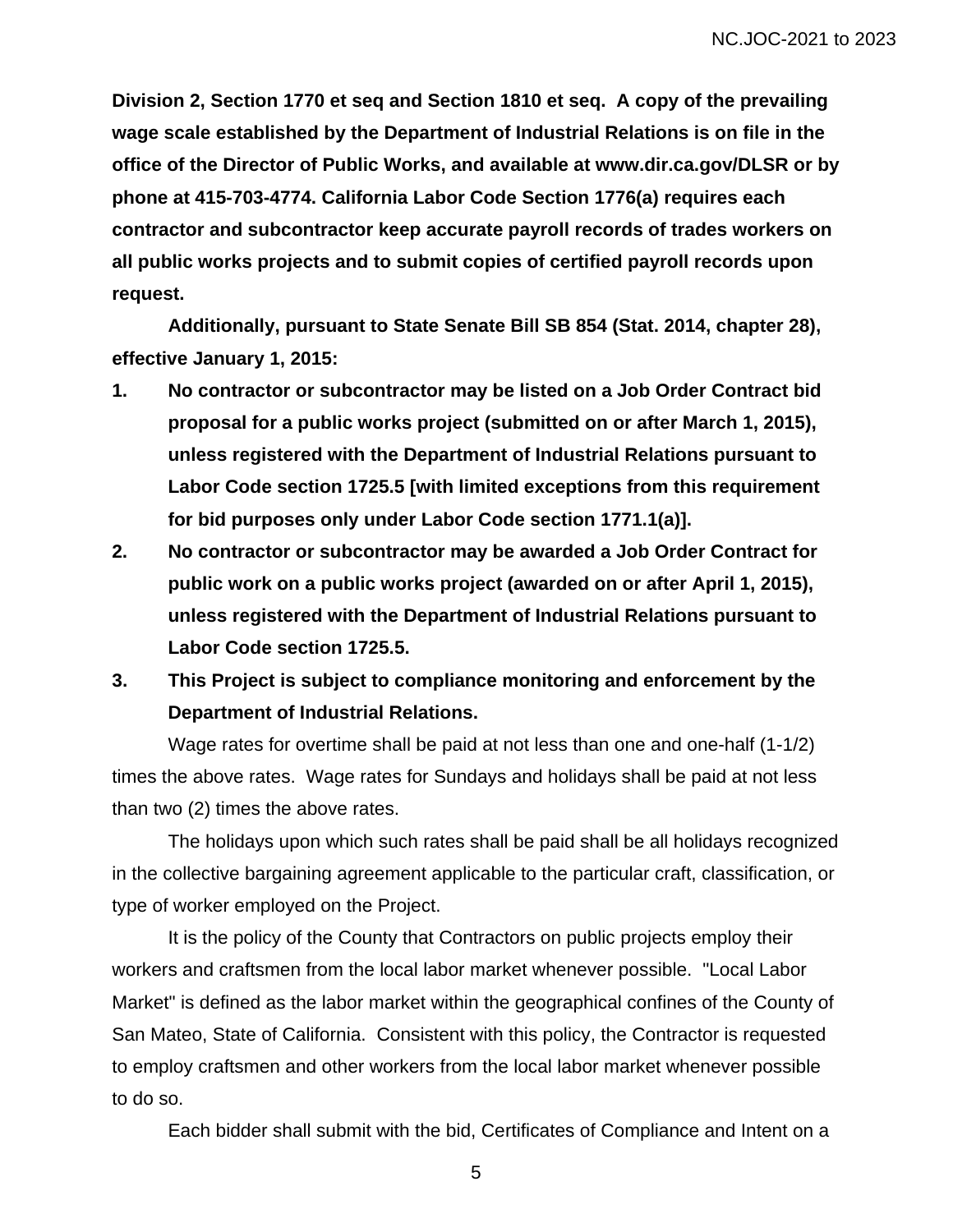**Division 2, Section 1770 et seq and Section 1810 et seq. A copy of the prevailing wage scale established by the Department of Industrial Relations is on file in the office of the Director of Public Works, and available at www.dir.ca.gov/DLSR or by phone at 415-703-4774. California Labor Code Section 1776(a) requires each contractor and subcontractor keep accurate payroll records of trades workers on all public works projects and to submit copies of certified payroll records upon request.**

**Additionally, pursuant to State Senate Bill SB 854 (Stat. 2014, chapter 28), effective January 1, 2015:**

1. **No contractor or subcontractor may be listed on a Job Order Contract bid proposal for a public works project (submitted on or after March 1, 2015), unless registered with the Department of Industrial Relations pursuant to Labor Code section 1725.5 [with limited exceptions from this requirement for bid purposes only under Labor Code section 1771.1(a)].**
2. **No contractor or subcontractor may be awarded a Job Order Contract for public work on a public works project (awarded on or after April 1, 2015), unless registered with the Department of Industrial Relations pursuant to Labor Code section 1725.5.**
3. **This Project is subject to compliance monitoring and enforcement by the Department of Industrial Relations.**

Wage rates for overtime shall be paid at not less than one and one-half (1-1/2) times the above rates. Wage rates for Sundays and holidays shall be paid at not less than two (2) times the above rates.

The holidays upon which such rates shall be paid shall be all holidays recognized in the collective bargaining agreement applicable to the particular craft, classification, or type of worker employed on the Project.

It is the policy of the County that Contractors on public projects employ their workers and craftsmen from the local labor market whenever possible. "Local Labor Market" is defined as the labor market within the geographical confines of the County of San Mateo, State of California. Consistent with this policy, the Contractor is requested to employ craftsmen and other workers from the local labor market whenever possible to do so.

Each bidder shall submit with the bid, Certificates of Compliance and Intent on a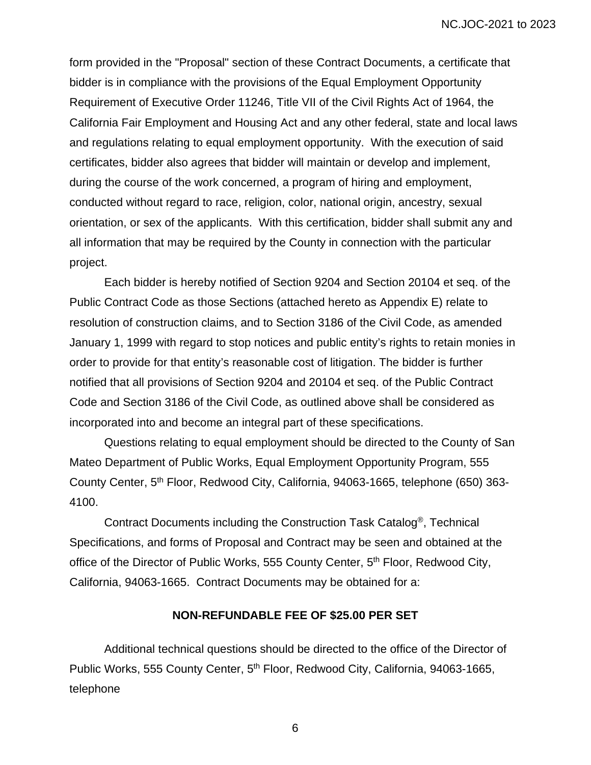form provided in the "Proposal" section of these Contract Documents, a certificate that bidder is in compliance with the provisions of the Equal Employment Opportunity Requirement of Executive Order 11246, Title VII of the Civil Rights Act of 1964, the California Fair Employment and Housing Act and any other federal, state and local laws and regulations relating to equal employment opportunity. With the execution of said certificates, bidder also agrees that bidder will maintain or develop and implement, during the course of the work concerned, a program of hiring and employment, conducted without regard to race, religion, color, national origin, ancestry, sexual orientation, or sex of the applicants. With this certification, bidder shall submit any and all information that may be required by the County in connection with the particular project.

Each bidder is hereby notified of Section 9204 and Section 20104 et seq. of the Public Contract Code as those Sections (attached hereto as Appendix E) relate to resolution of construction claims, and to Section 3186 of the Civil Code, as amended January 1, 1999 with regard to stop notices and public entity's rights to retain monies in order to provide for that entity's reasonable cost of litigation. The bidder is further notified that all provisions of Section 9204 and 20104 et seq. of the Public Contract Code and Section 3186 of the Civil Code, as outlined above shall be considered as incorporated into and become an integral part of these specifications.

Questions relating to equal employment should be directed to the County of San Mateo Department of Public Works, Equal Employment Opportunity Program, 555 County Center, 5th Floor, Redwood City, California, 94063-1665, telephone (650) 363-4100.

Contract Documents including the Construction Task Catalog®, Technical Specifications, and forms of Proposal and Contract may be seen and obtained at the office of the Director of Public Works, 555 County Center, 5th Floor, Redwood City, California, 94063-1665. Contract Documents may be obtained for a:

**NON-REFUNDABLE FEE OF $25.00 PER SET**

Additional technical questions should be directed to the office of the Director of Public Works, 555 County Center, 5th Floor, Redwood City, California, 94063-1665, telephone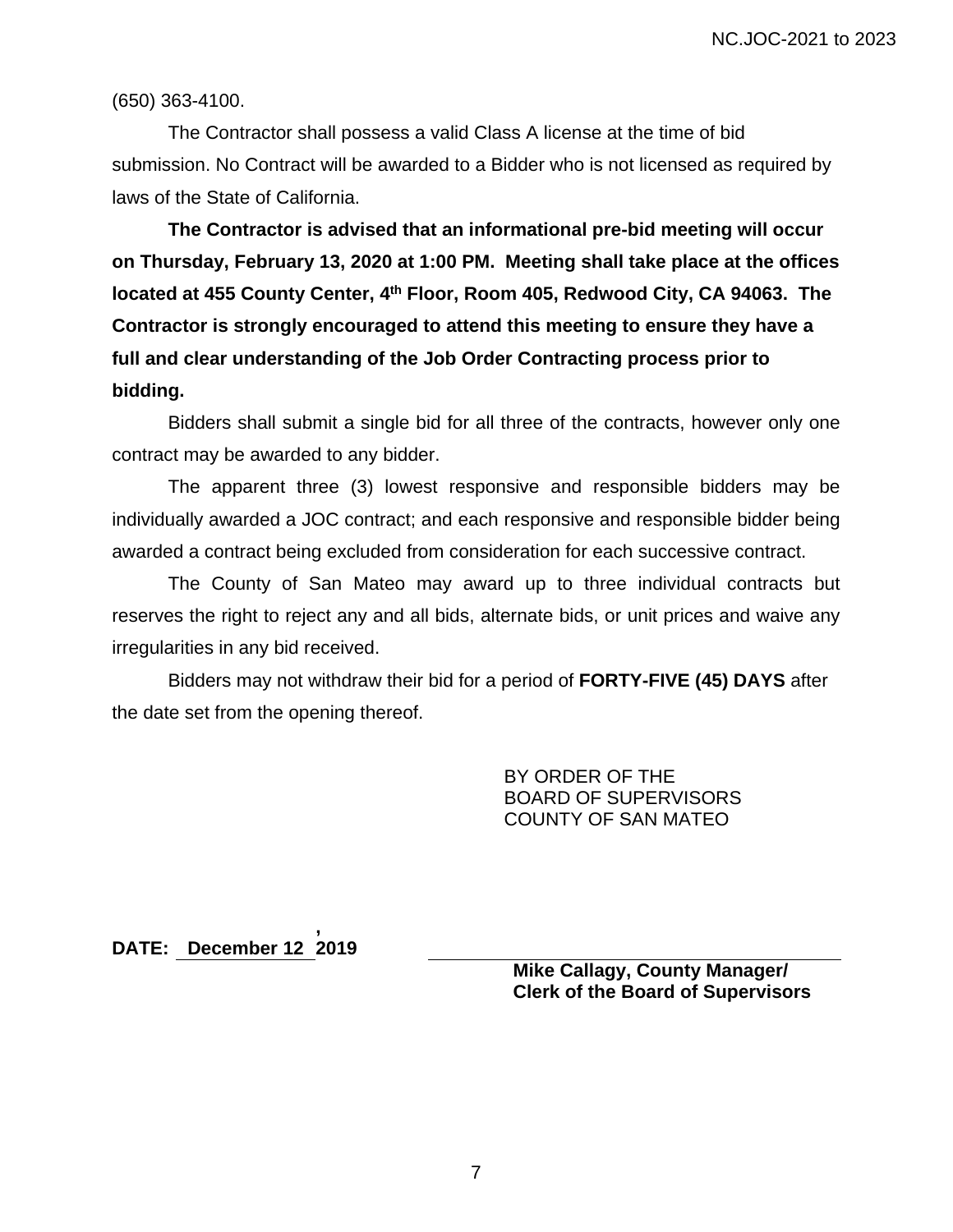(650) 363-4100.

The Contractor shall possess a valid Class A license at the time of bid submission. No Contract will be awarded to a Bidder who is not licensed as required by laws of the State of California.

**The Contractor is advised that an informational pre-bid meeting will occur on Thursday, February 13, 2020 at 1:00 PM. Meeting shall take place at the offices located at 455 County Center, 4th Floor, Room 405, Redwood City, CA 94063. The Contractor is strongly encouraged to attend this meeting to ensure they have a full and clear understanding of the Job Order Contracting process prior to bidding.**

Bidders shall submit a single bid for all three of the contracts, however only one contract may be awarded to any bidder.

The apparent three (3) lowest responsive and responsible bidders may be individually awarded a JOC contract; and each responsive and responsible bidder being awarded a contract being excluded from consideration for each successive contract.

The County of San Mateo may award up to three individual contracts but reserves the right to reject any and all bids, alternate bids, or unit prices and waive any irregularities in any bid received.

Bidders may not withdraw their bid for a period of **FORTY-FIVE (45) DAYS** after the date set from the opening thereof.

BY ORDER OF THE
BOARD OF SUPERVISORS
COUNTY OF SAN MATEO

**DATE: December 12, 2019**

**Mike Callagy, County Manager/**
**Clerk of the Board of Supervisors**